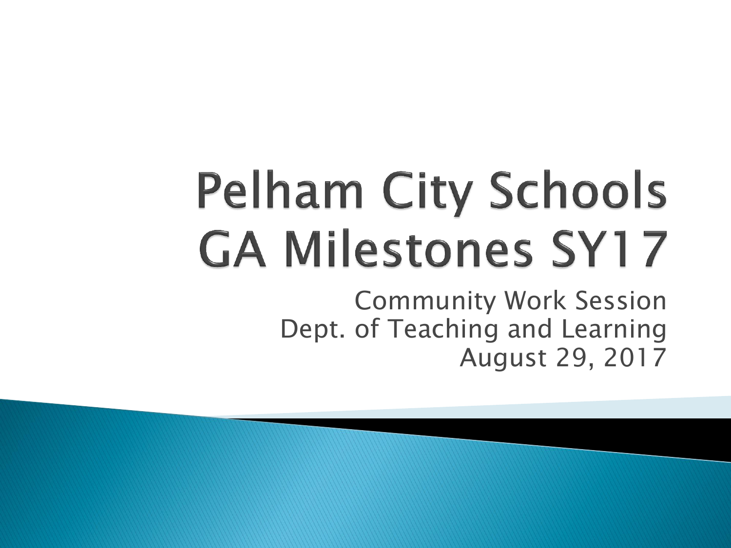# Pelham City Schools GA Milestones SY17

Community Work Session
Dept. of Teaching and Learning
August 29, 2017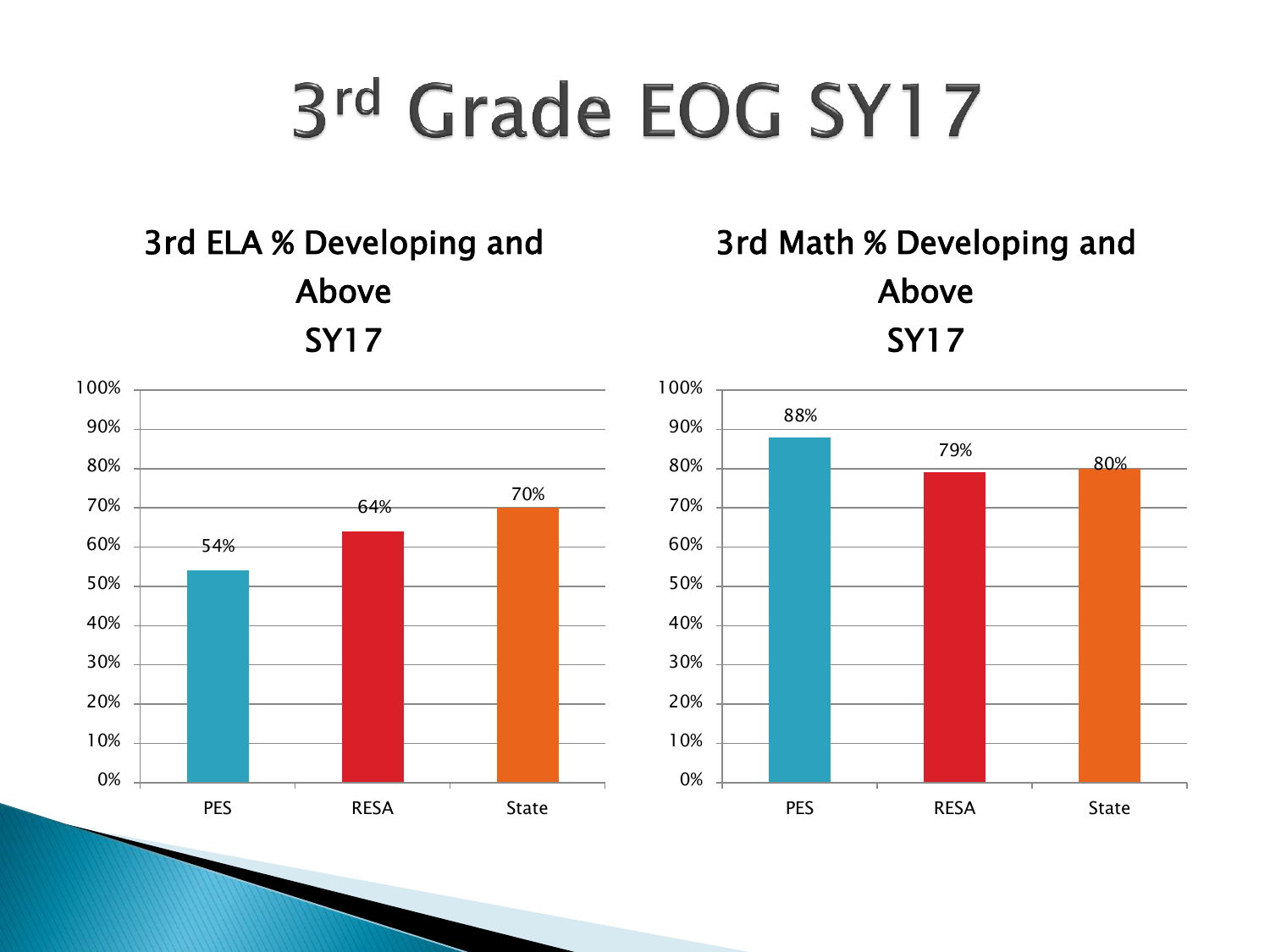# 3rd Grade EOG SY17

## 3rd ELA % Developing and Above SY17

| | PES | RESA | State |
|---|---|---|---|
| % Developing and Above | 54% | 64% | 70% |

## 3rd Math % Developing and Above SY17

| | PES | RESA | State |
|---|---|---|---|
| % Developing and Above | 88% | 79% | 80% |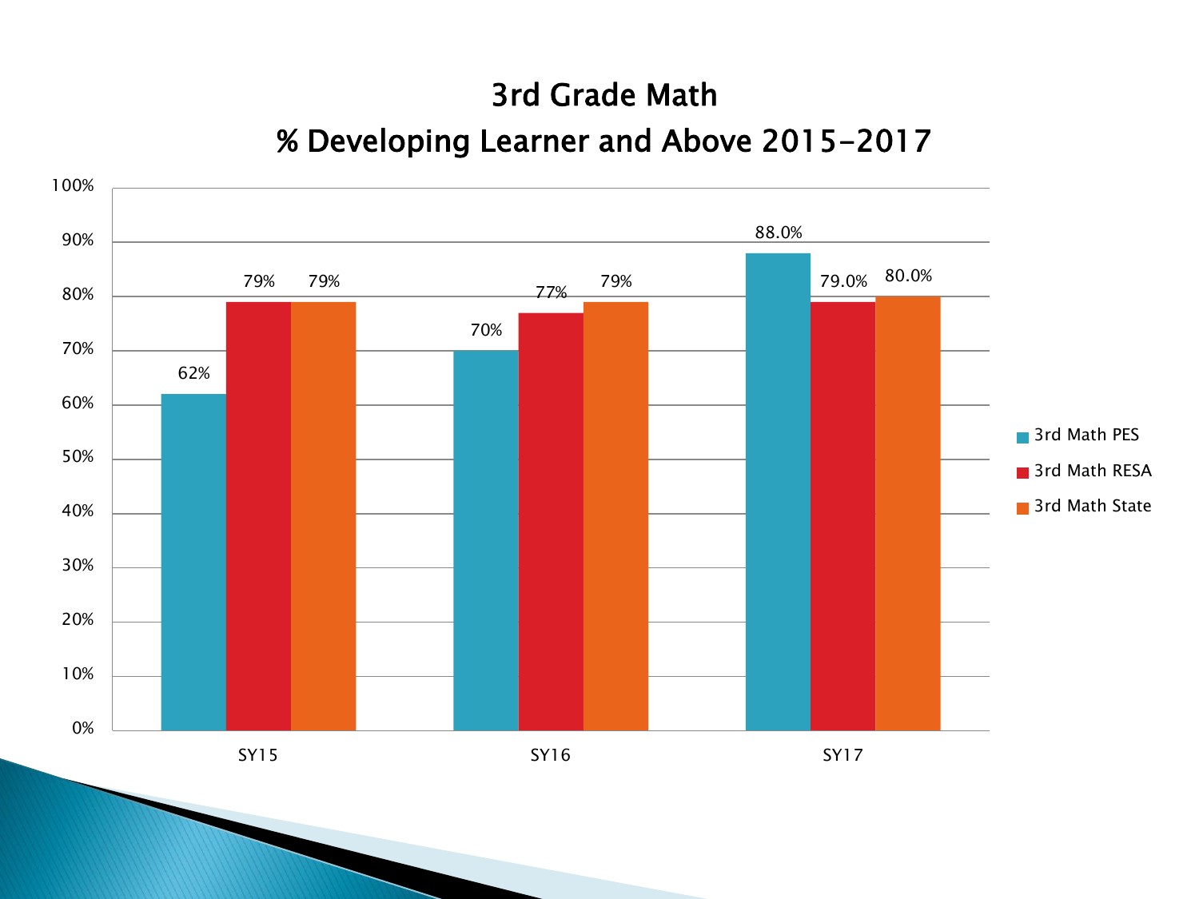# 3rd Grade Math

## % Developing Learner and Above 2015-2017

| | 3rd Math PES | 3rd Math RESA | 3rd Math State |
|---|---|---|---|
| SY15 | 62% | 79% | 79% |
| SY16 | 70% | 77% | 79% |
| SY17 | 88.0% | 79.0% | 80.0% |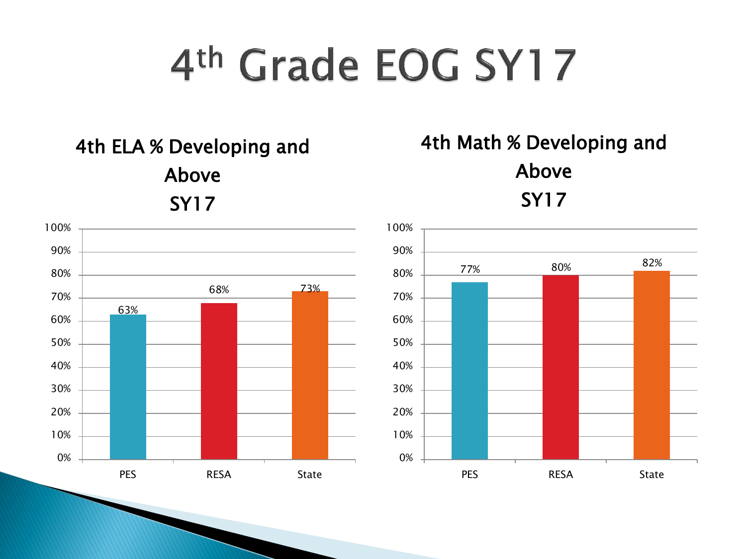# 4th Grade EOG SY17

### 4th ELA % Developing and Above SY17

| | PES | RESA | State |
|---|---|---|---|
| % Developing and Above | 63% | 68% | 73% |

### 4th Math % Developing and Above SY17

| | PES | RESA | State |
|---|---|---|---|
| % Developing and Above | 77% | 80% | 82% |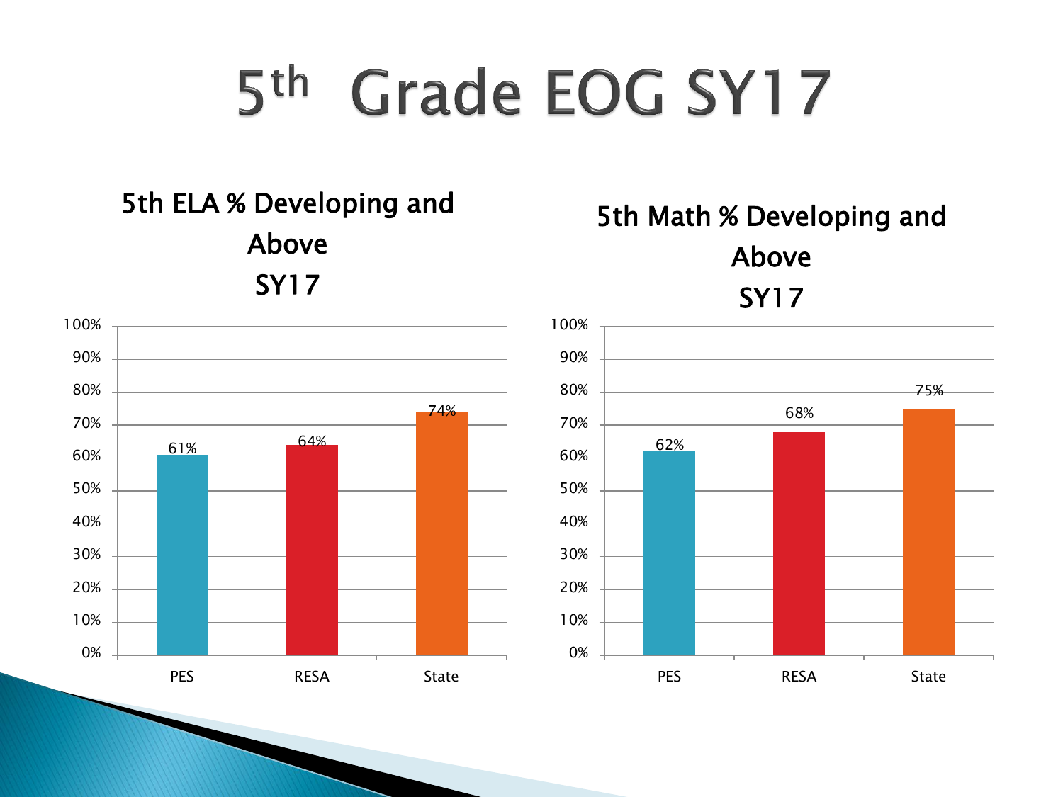# 5th Grade EOG SY17

### 5th ELA % Developing and Above SY17

| | % Developing and Above |
|---|---|
| PES | 61% |
| RESA | 64% |
| State | 74% |

### 5th Math % Developing and Above SY17

| | % Developing and Above |
|---|---|
| PES | 62% |
| RESA | 68% |
| State | 75% |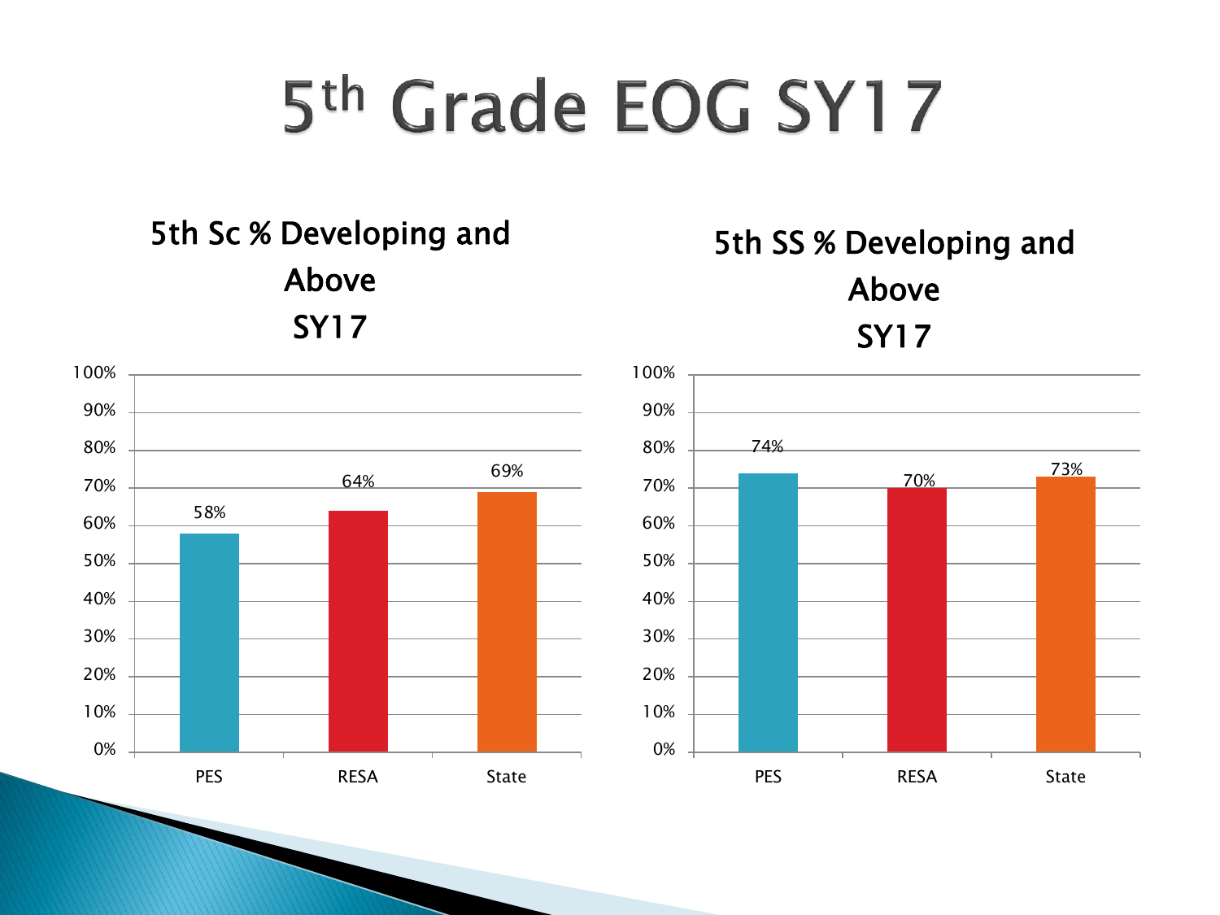# 5th Grade EOG SY17

### 5th Sc % Developing and Above SY17

| | PES | RESA | State |
|---|---|---|---|
| 5th Sc % Developing and Above | 58% | 64% | 69% |

### 5th SS % Developing and Above SY17

| | PES | RESA | State |
|---|---|---|---|
| 5th SS % Developing and Above | 74% | 70% | 73% |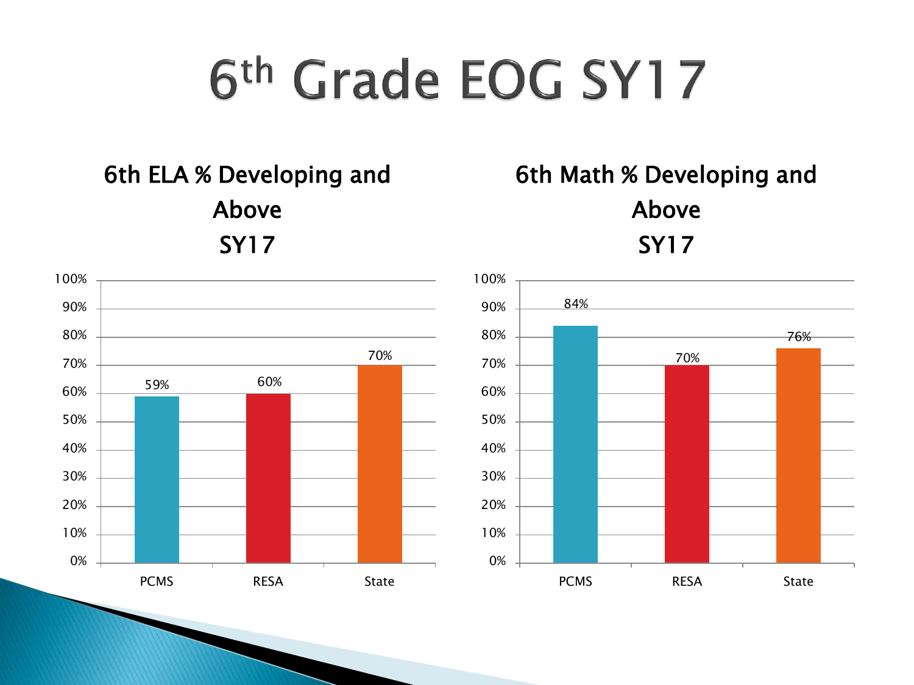# 6th Grade EOG SY17

## 6th ELA % Developing and Above SY17

| | PCMS | RESA | State |
|---|---|---|---|
| % Developing and Above | 59% | 60% | 70% |

## 6th Math % Developing and Above SY17

| | PCMS | RESA | State |
|---|---|---|---|
| % Developing and Above | 84% | 70% | 76% |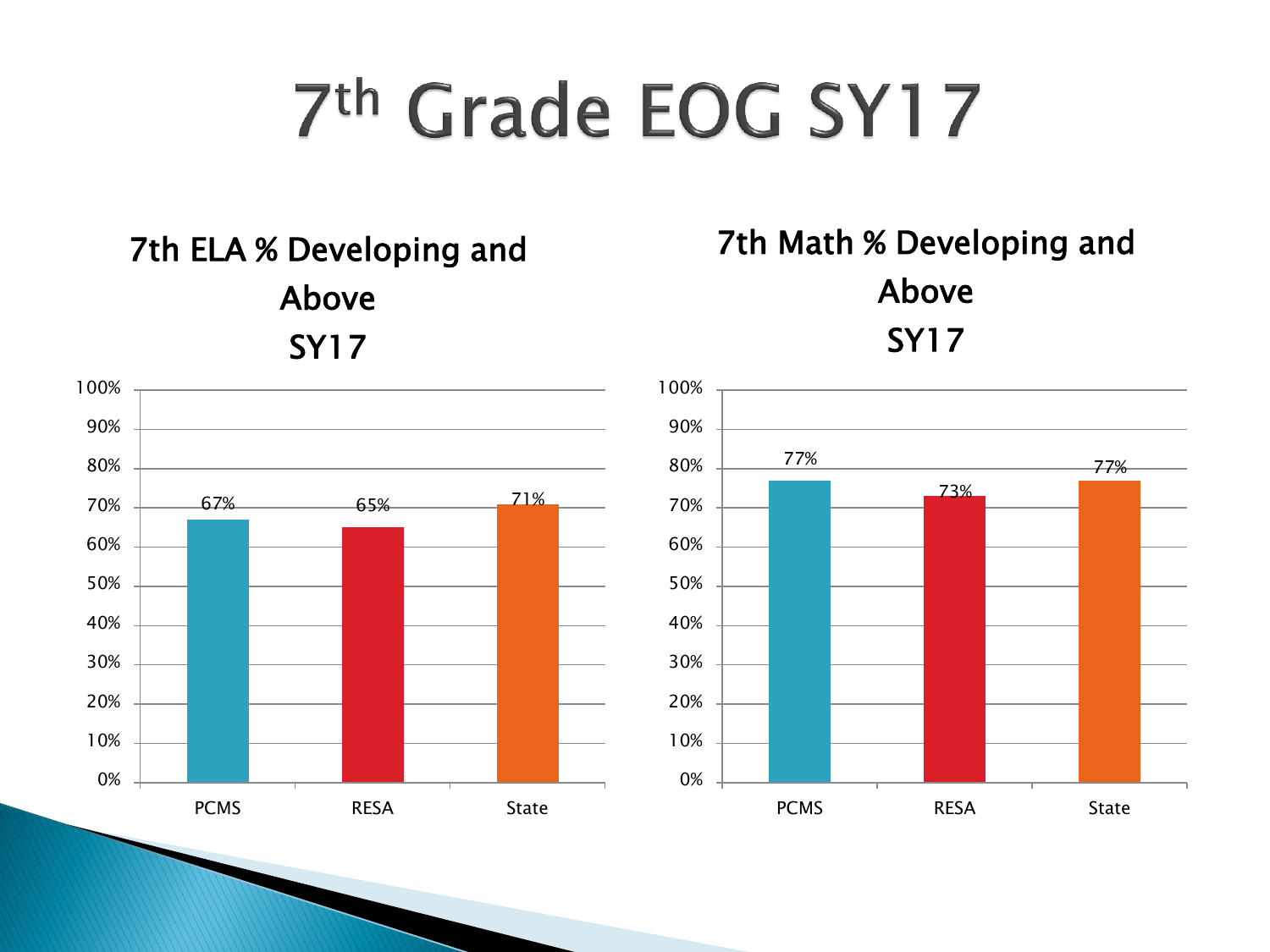# 7th Grade EOG SY17

## 7th ELA % Developing and Above SY17

| | PCMS | RESA | State |
|---|---|---|---|
| % Developing and Above | 67% | 65% | 71% |

## 7th Math % Developing and Above SY17

| | PCMS | RESA | State |
|---|---|---|---|
| % Developing and Above | 77% | 73% | 77% |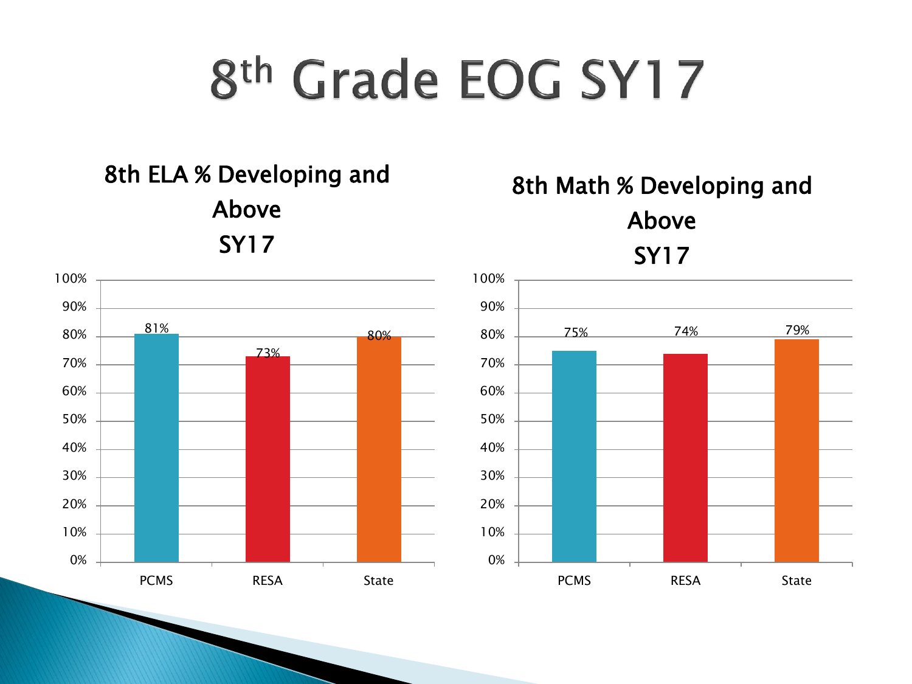# 8th Grade EOG SY17

## 8th ELA % Developing and Above SY17

| | PCMS | RESA | State |
|---|---|---|---|
| % Developing and Above | 81% | 73% | 80% |

## 8th Math % Developing and Above SY17

| | PCMS | RESA | State |
|---|---|---|---|
| % Developing and Above | 75% | 74% | 79% |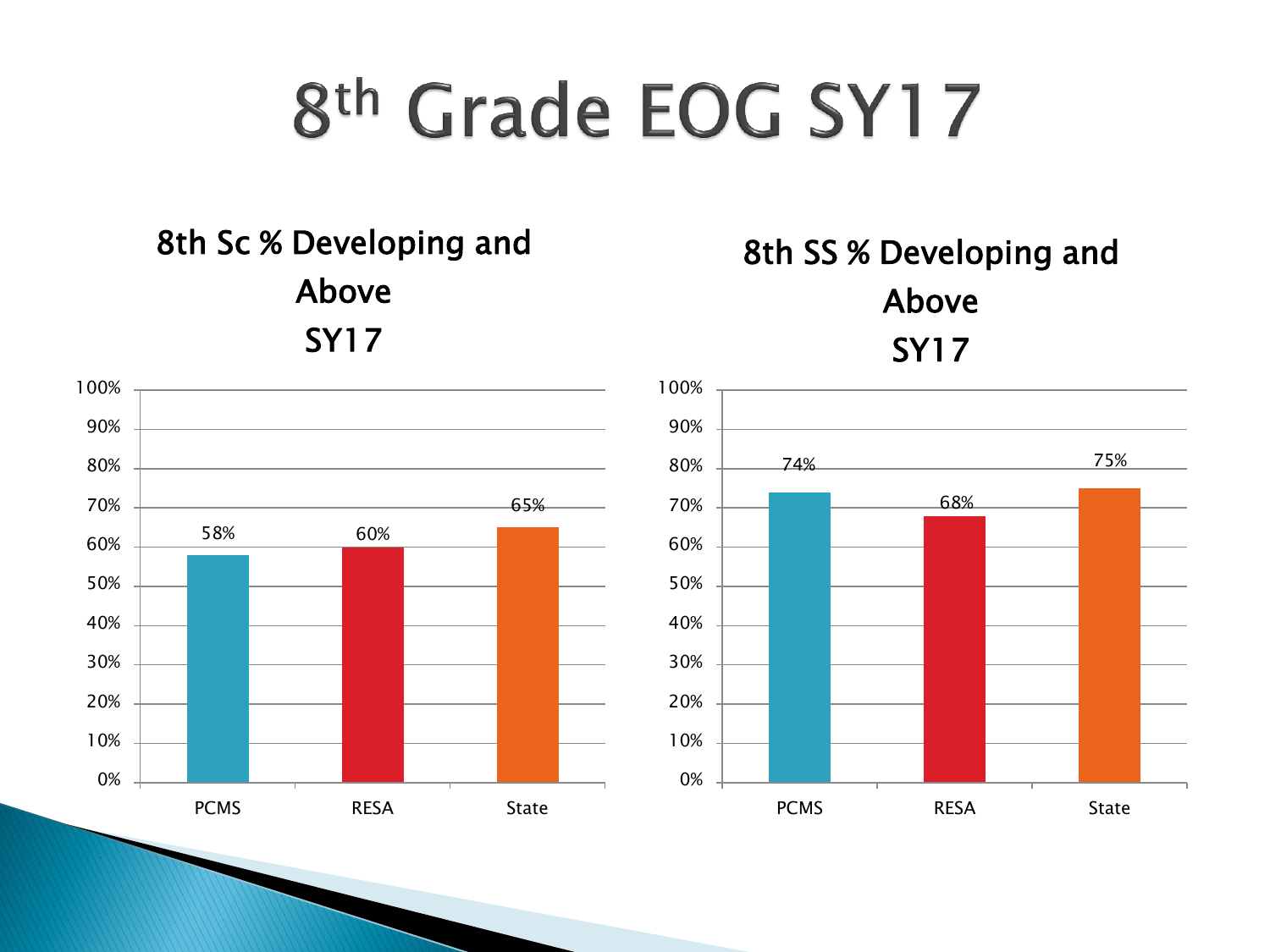# 8th Grade EOG SY17

## 8th Sc % Developing and Above SY17

| | PCMS | RESA | State |
|---|---|---|---|
| % Developing and Above | 58% | 60% | 65% |

## 8th SS % Developing and Above SY17

| | PCMS | RESA | State |
|---|---|---|---|
| % Developing and Above | 74% | 68% | 75% |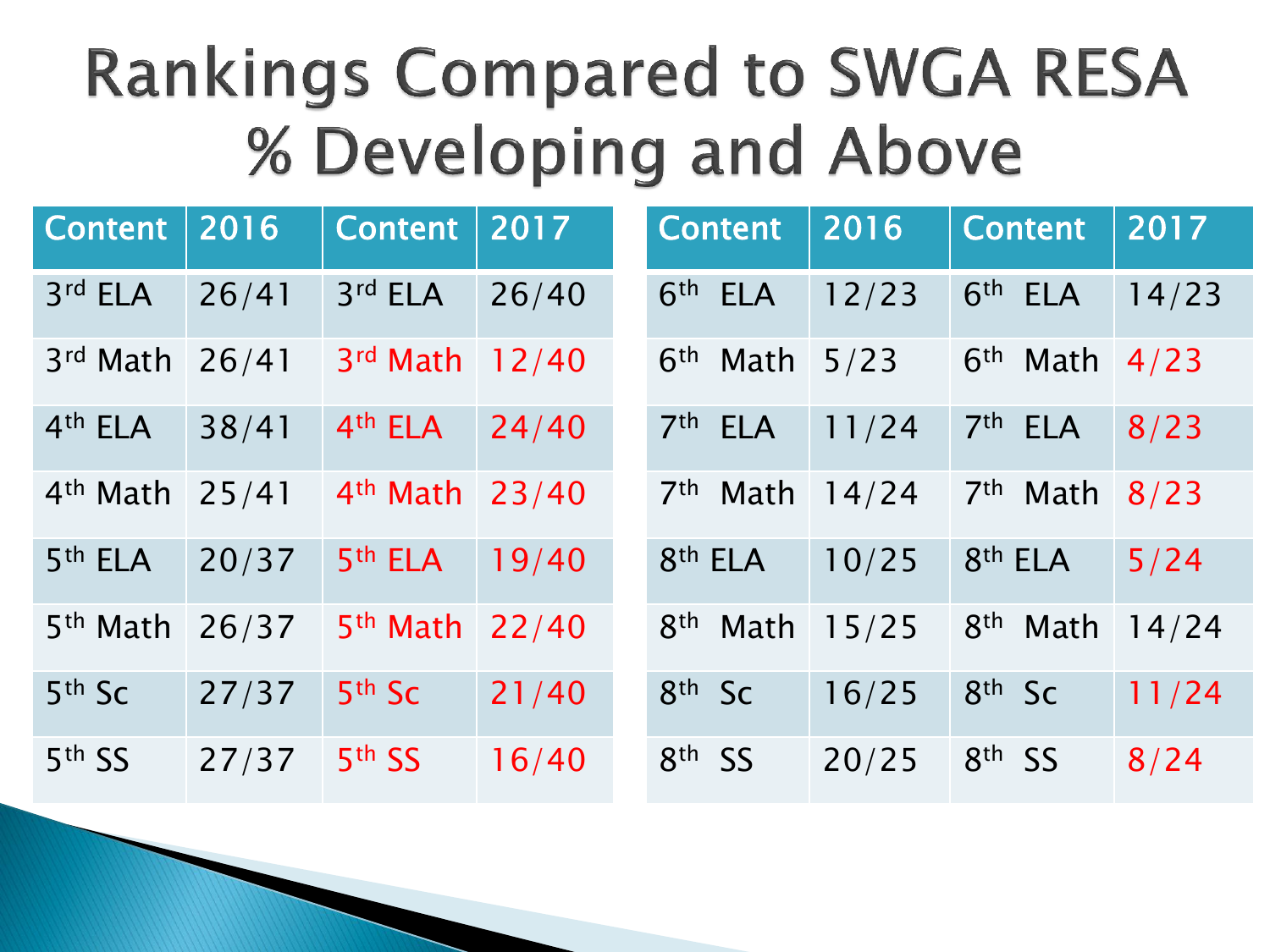# Rankings Compared to SWGA RESA % Developing and Above

| Content | 2016 | Content | 2017 |
|---|---|---|---|
| 3rd ELA | 26/41 | 3rd ELA | 26/40 |
| 3rd Math | 26/41 | 3rd Math | 12/40 |
| 4th ELA | 38/41 | 4th ELA | 24/40 |
| 4th Math | 25/41 | 4th Math | 23/40 |
| 5th ELA | 20/37 | 5th ELA | 19/40 |
| 5th Math | 26/37 | 5th Math | 22/40 |
| 5th Sc | 27/37 | 5th Sc | 21/40 |
| 5th SS | 27/37 | 5th SS | 16/40 |

| Content | 2016 | Content | 2017 |
|---|---|---|---|
| 6th ELA | 12/23 | 6th ELA | 14/23 |
| 6th Math | 5/23 | 6th Math | 4/23 |
| 7th ELA | 11/24 | 7th ELA | 8/23 |
| 7th Math | 14/24 | 7th Math | 8/23 |
| 8th ELA | 10/25 | 8th ELA | 5/24 |
| 8th Math | 15/25 | 8th Math | 14/24 |
| 8th Sc | 16/25 | 8th Sc | 11/24 |
| 8th SS | 20/25 | 8th SS | 8/24 |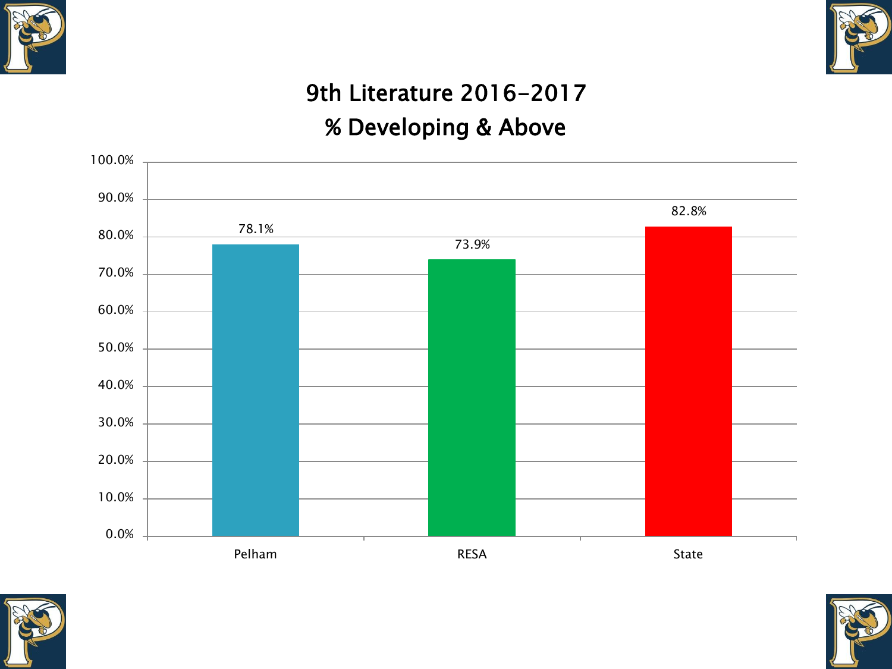# 9th Literature 2016-2017
## % Developing & Above

| | Pelham | RESA | State |
|---|---|---|---|
| % Developing & Above | 78.1% | 73.9% | 82.8% |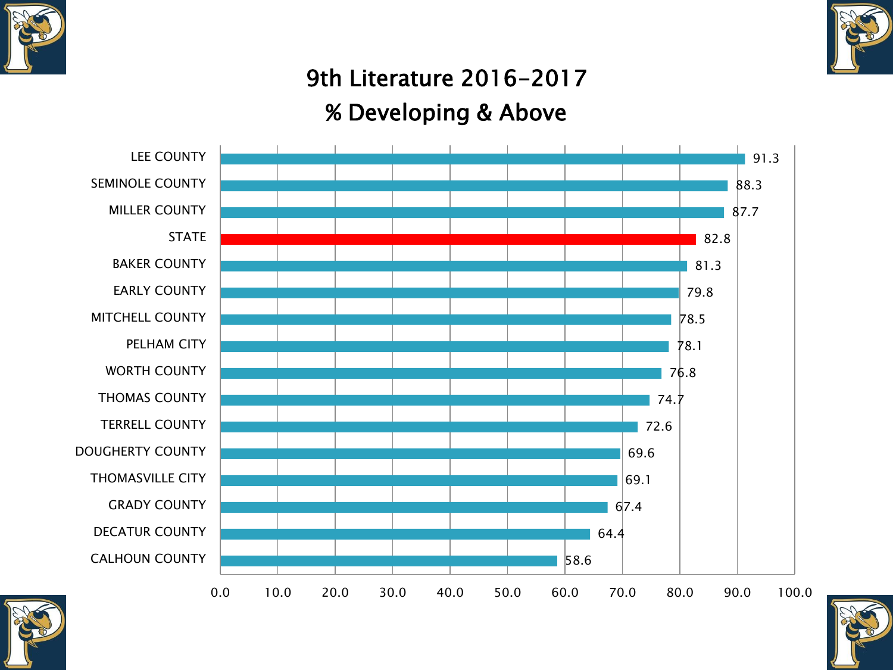# 9th Literature 2016-2017
## % Developing & Above

| District | % Developing & Above |
|---|---|
| LEE COUNTY | 91.3 |
| SEMINOLE COUNTY | 88.3 |
| MILLER COUNTY | 87.7 |
| STATE | 82.8 |
| BAKER COUNTY | 81.3 |
| EARLY COUNTY | 79.8 |
| MITCHELL COUNTY | 78.5 |
| PELHAM CITY | 78.1 |
| WORTH COUNTY | 76.8 |
| THOMAS COUNTY | 74.7 |
| TERRELL COUNTY | 72.6 |
| DOUGHERTY COUNTY | 69.6 |
| THOMASVILLE CITY | 69.1 |
| GRADY COUNTY | 67.4 |
| DECATUR COUNTY | 64.4 |
| CALHOUN COUNTY | 58.6 |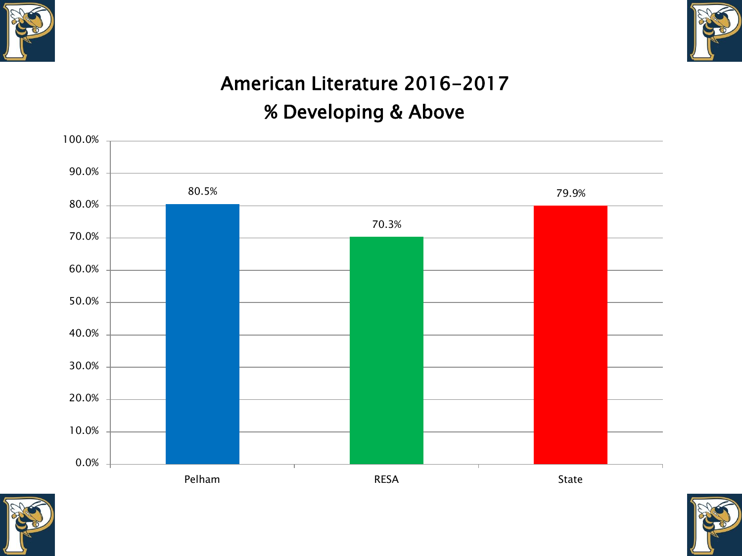# American Literature 2016-2017
## % Developing & Above

| | Pelham | RESA | State |
|---|---|---|---|
| % Developing & Above | 80.5% | 70.3% | 79.9% |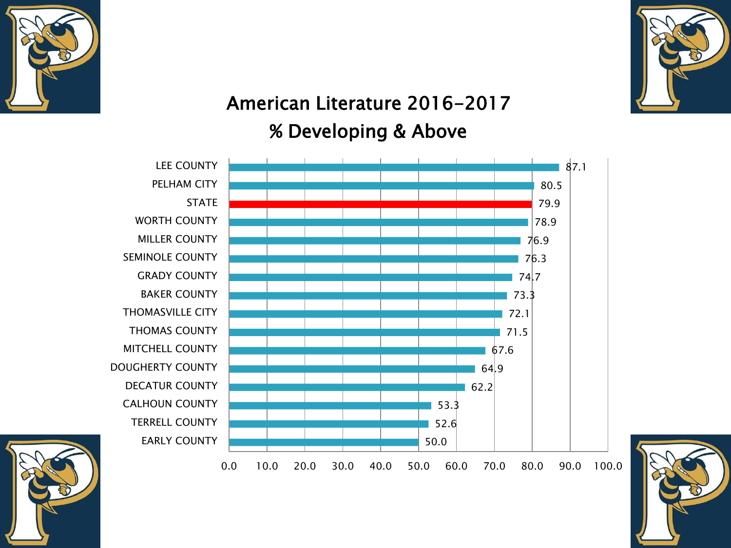# American Literature 2016-2017
## % Developing & Above

| District | % Developing & Above |
|---|---|
| LEE COUNTY | 87.1 |
| PELHAM CITY | 80.5 |
| STATE | 79.9 |
| WORTH COUNTY | 78.9 |
| MILLER COUNTY | 76.9 |
| SEMINOLE COUNTY | 76.3 |
| GRADY COUNTY | 74.7 |
| BAKER COUNTY | 73.3 |
| THOMASVILLE CITY | 72.1 |
| THOMAS COUNTY | 71.5 |
| MITCHELL COUNTY | 67.6 |
| DOUGHERTY COUNTY | 64.9 |
| DECATUR COUNTY | 62.2 |
| CALHOUN COUNTY | 53.3 |
| TERRELL COUNTY | 52.6 |
| EARLY COUNTY | 50.0 |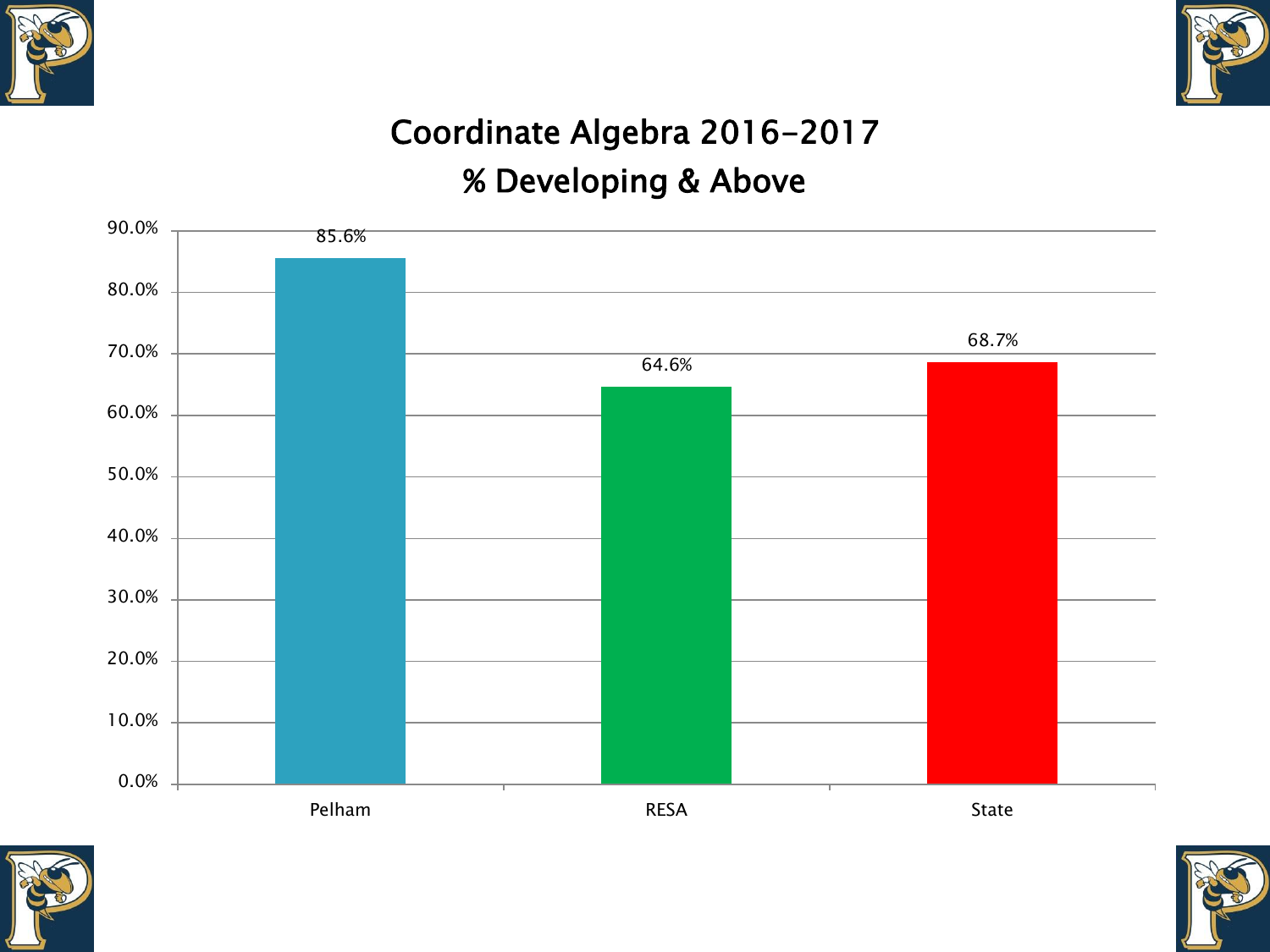# Coordinate Algebra 2016-2017
## % Developing & Above

| | % Developing & Above |
|---|---|
| Pelham | 85.6% |
| RESA | 64.6% |
| State | 68.7% |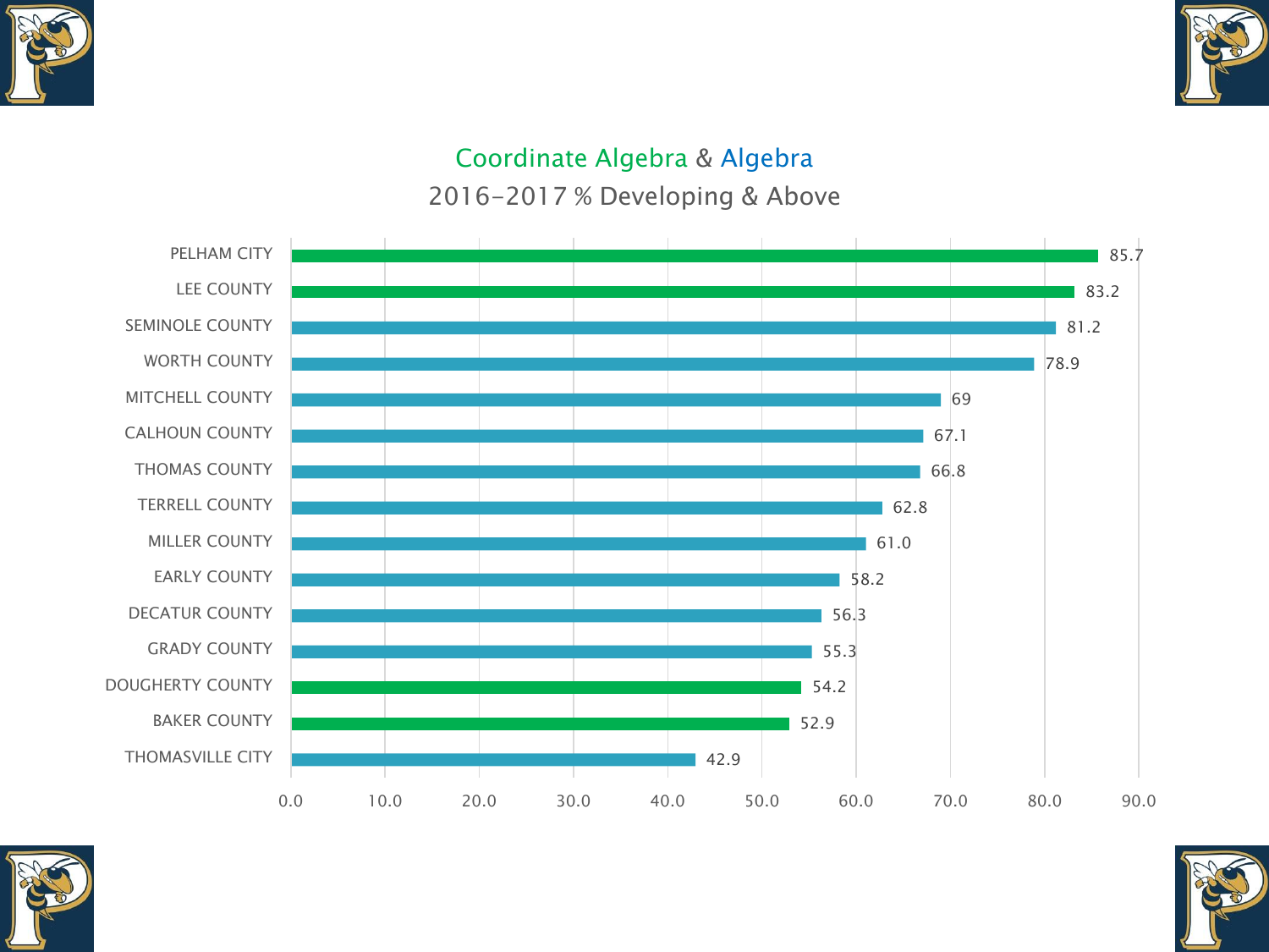## Coordinate Algebra & Algebra

### 2016-2017 % Developing & Above

| District | % Developing & Above |
|---|---|
| PELHAM CITY | 85.7 |
| LEE COUNTY | 83.2 |
| SEMINOLE COUNTY | 81.2 |
| WORTH COUNTY | 78.9 |
| MITCHELL COUNTY | 69 |
| CALHOUN COUNTY | 67.1 |
| THOMAS COUNTY | 66.8 |
| TERRELL COUNTY | 62.8 |
| MILLER COUNTY | 61.0 |
| EARLY COUNTY | 58.2 |
| DECATUR COUNTY | 56.3 |
| GRADY COUNTY | 55.3 |
| DOUGHERTY COUNTY | 54.2 |
| BAKER COUNTY | 52.9 |
| THOMASVILLE CITY | 42.9 |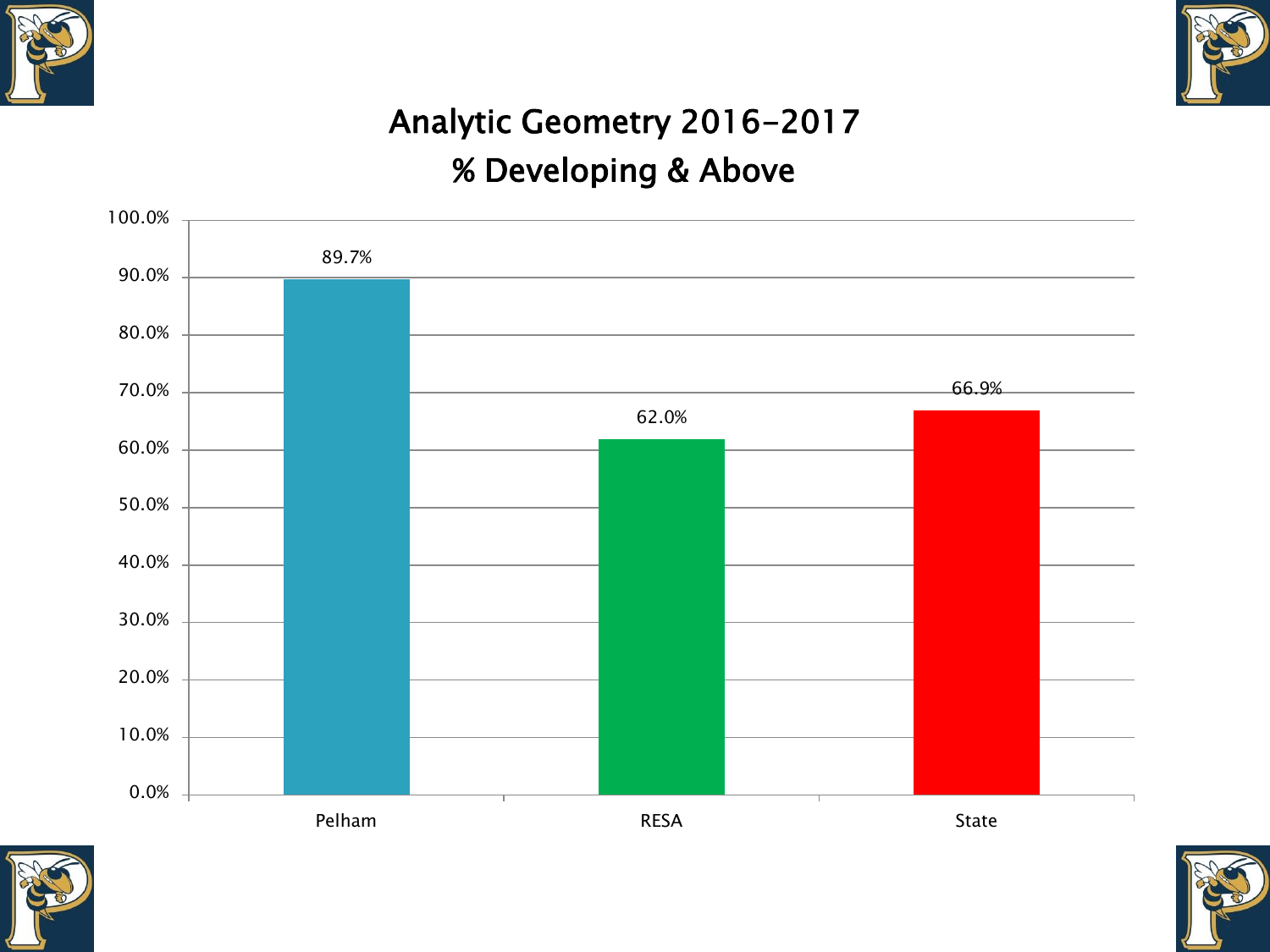# Analytic Geometry 2016-2017
## % Developing & Above

| | Pelham | RESA | State |
|---|---|---|---|
| % Developing & Above | 89.7% | 62.0% | 66.9% |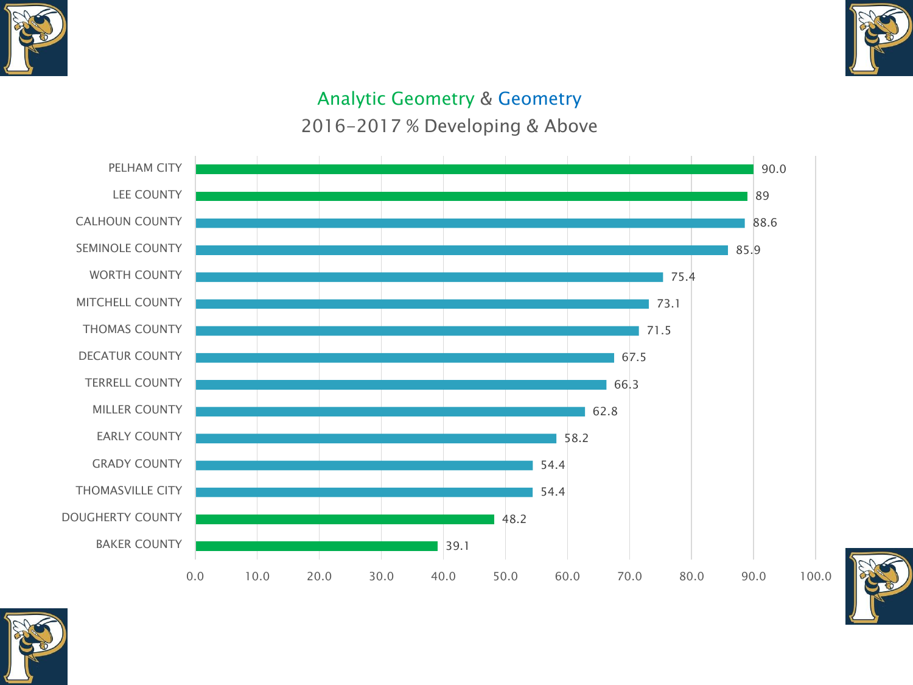## Analytic Geometry & Geometry

### 2016-2017 % Developing & Above

| District | % Developing & Above |
|---|---|
| PELHAM CITY | 90.0 |
| LEE COUNTY | 89 |
| CALHOUN COUNTY | 88.6 |
| SEMINOLE COUNTY | 85.9 |
| WORTH COUNTY | 75.4 |
| MITCHELL COUNTY | 73.1 |
| THOMAS COUNTY | 71.5 |
| DECATUR COUNTY | 67.5 |
| TERRELL COUNTY | 66.3 |
| MILLER COUNTY | 62.8 |
| EARLY COUNTY | 58.2 |
| GRADY COUNTY | 54.4 |
| THOMASVILLE CITY | 54.4 |
| DOUGHERTY COUNTY | 48.2 |
| BAKER COUNTY | 39.1 |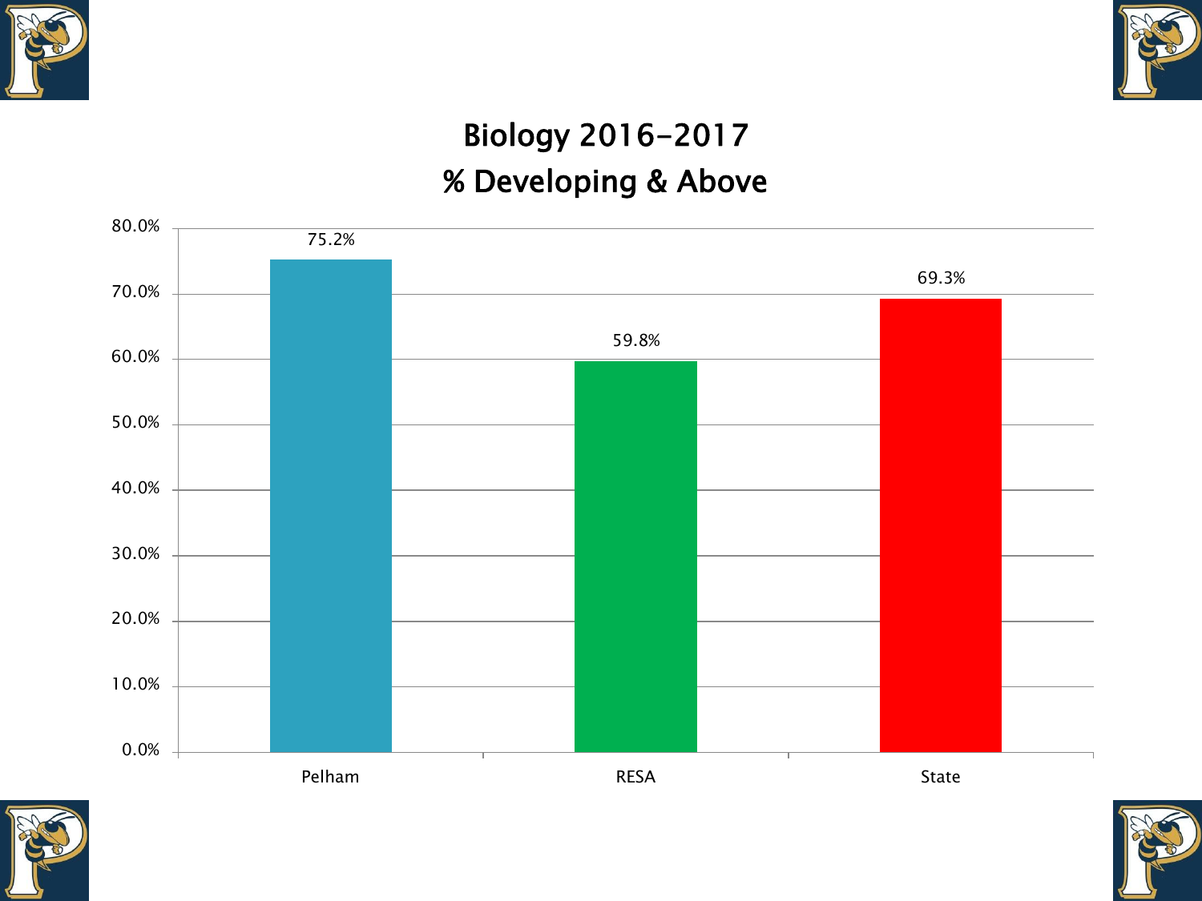# Biology 2016-2017
## % Developing & Above

| | Pelham | RESA | State |
|---|---|---|---|
| % Developing & Above | 75.2% | 59.8% | 69.3% |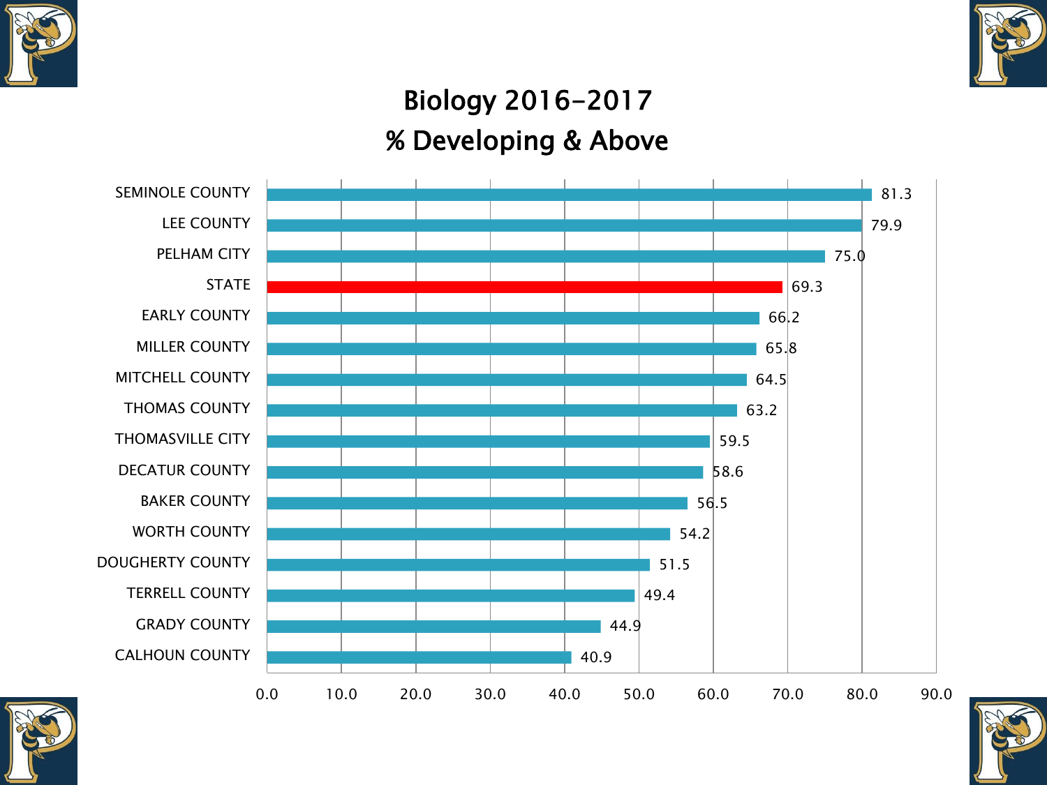# Biology 2016-2017
## % Developing & Above

| District | % Developing & Above |
|---|---|
| SEMINOLE COUNTY | 81.3 |
| LEE COUNTY | 79.9 |
| PELHAM CITY | 75.0 |
| STATE | 69.3 |
| EARLY COUNTY | 66.2 |
| MILLER COUNTY | 65.8 |
| MITCHELL COUNTY | 64.5 |
| THOMAS COUNTY | 63.2 |
| THOMASVILLE CITY | 59.5 |
| DECATUR COUNTY | 58.6 |
| BAKER COUNTY | 56.5 |
| WORTH COUNTY | 54.2 |
| DOUGHERTY COUNTY | 51.5 |
| TERRELL COUNTY | 49.4 |
| GRADY COUNTY | 44.9 |
| CALHOUN COUNTY | 40.9 |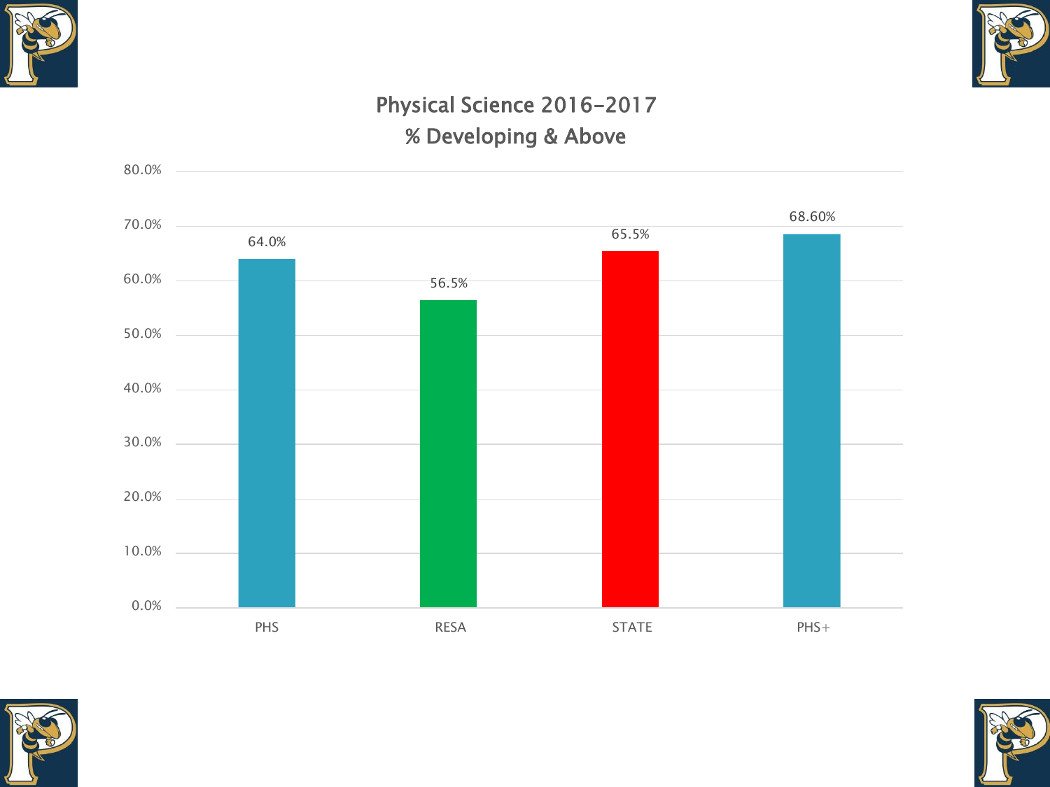## Physical Science 2016-2017
## % Developing & Above

| | PHS | RESA | STATE | PHS+ |
|---|---|---|---|---|
| % Developing & Above | 64.0% | 56.5% | 65.5% | 68.60% |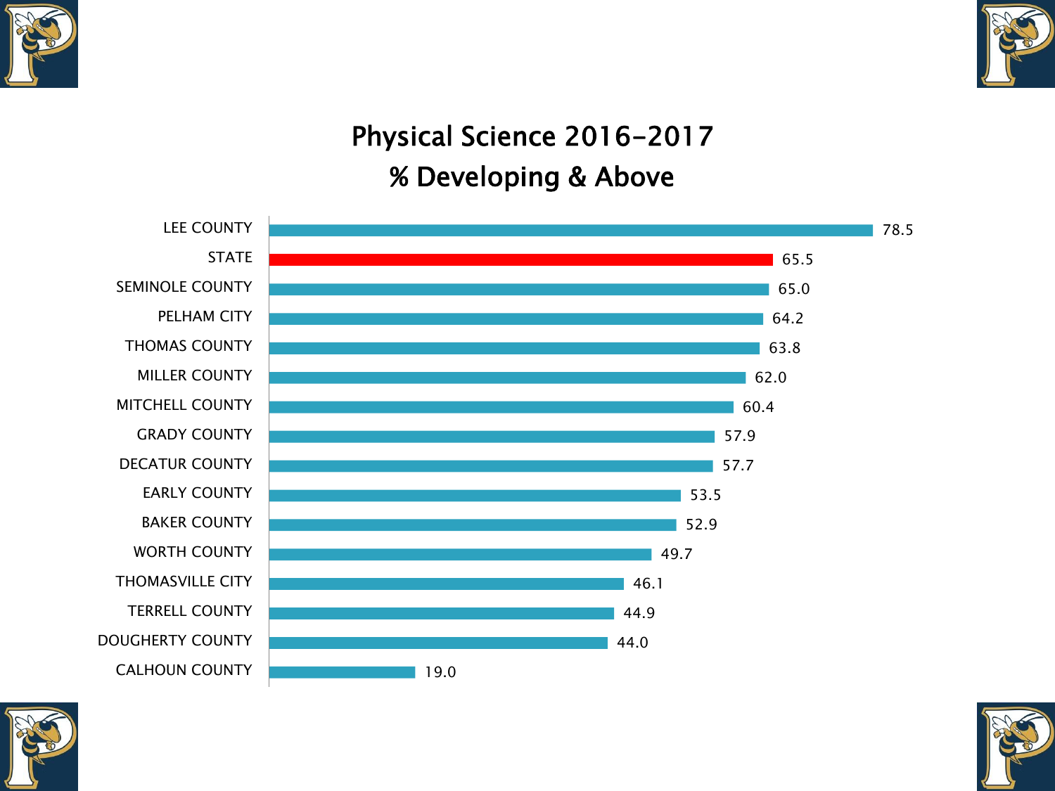# Physical Science 2016-2017
## % Developing & Above

| District | % Developing & Above |
|---|---|
| LEE COUNTY | 78.5 |
| STATE | 65.5 |
| SEMINOLE COUNTY | 65.0 |
| PELHAM CITY | 64.2 |
| THOMAS COUNTY | 63.8 |
| MILLER COUNTY | 62.0 |
| MITCHELL COUNTY | 60.4 |
| GRADY COUNTY | 57.9 |
| DECATUR COUNTY | 57.7 |
| EARLY COUNTY | 53.5 |
| BAKER COUNTY | 52.9 |
| WORTH COUNTY | 49.7 |
| THOMASVILLE CITY | 46.1 |
| TERRELL COUNTY | 44.9 |
| DOUGHERTY COUNTY | 44.0 |
| CALHOUN COUNTY | 19.0 |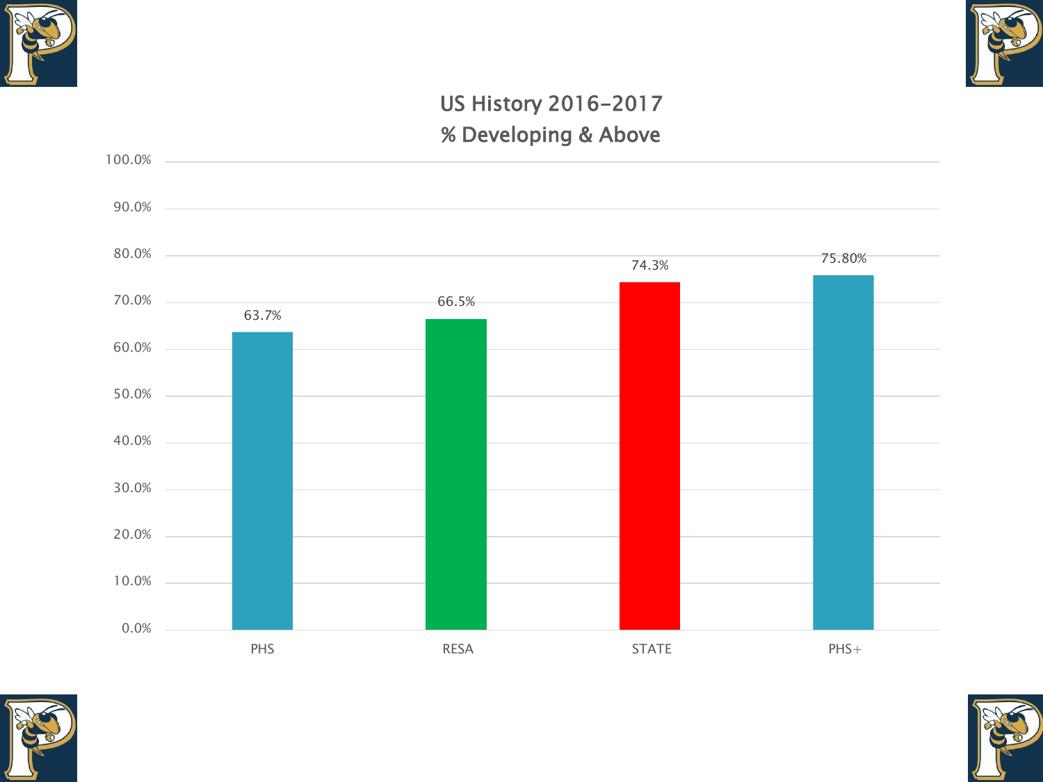## US History 2016-2017
## % Developing & Above

| | PHS | RESA | STATE | PHS+ |
|---|---|---|---|---|
| % Developing & Above | 63.7% | 66.5% | 74.3% | 75.80% |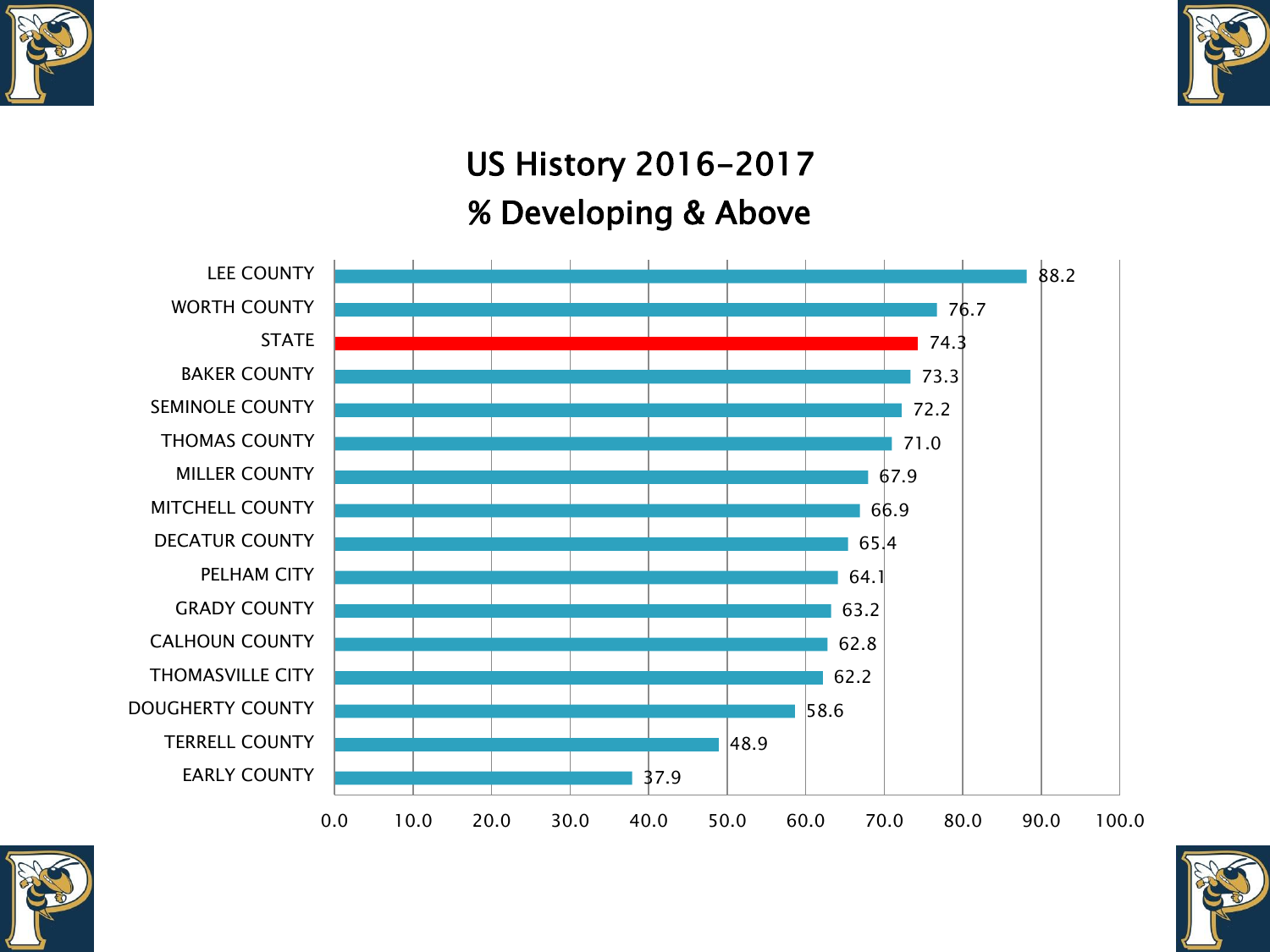# US History 2016-2017
## % Developing & Above

| District | % Developing & Above |
|---|---|
| LEE COUNTY | 88.2 |
| WORTH COUNTY | 76.7 |
| STATE | 74.3 |
| BAKER COUNTY | 73.3 |
| SEMINOLE COUNTY | 72.2 |
| THOMAS COUNTY | 71.0 |
| MILLER COUNTY | 67.9 |
| MITCHELL COUNTY | 66.9 |
| DECATUR COUNTY | 65.4 |
| PELHAM CITY | 64.1 |
| GRADY COUNTY | 63.2 |
| CALHOUN COUNTY | 62.8 |
| THOMASVILLE CITY | 62.2 |
| DOUGHERTY COUNTY | 58.6 |
| TERRELL COUNTY | 48.9 |
| EARLY COUNTY | 37.9 |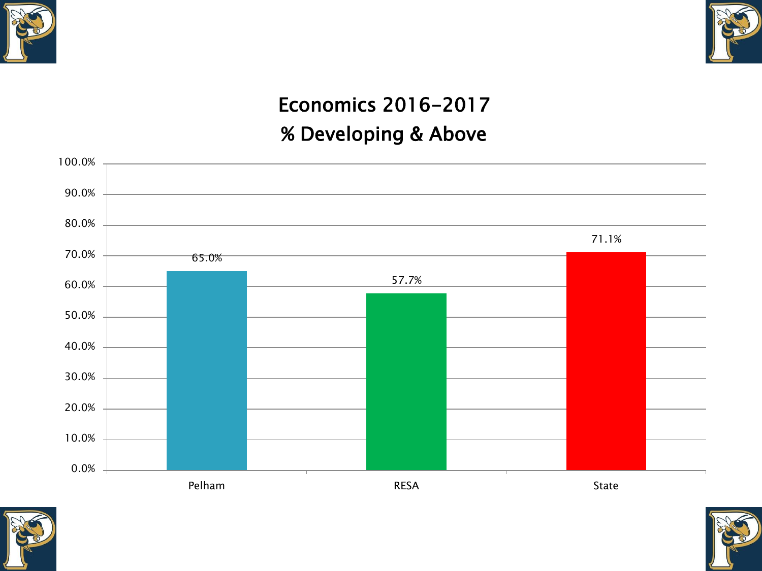# Economics 2016-2017
## % Developing & Above

| | Pelham | RESA | State |
|---|---|---|---|
| % Developing & Above | 65.0% | 57.7% | 71.1% |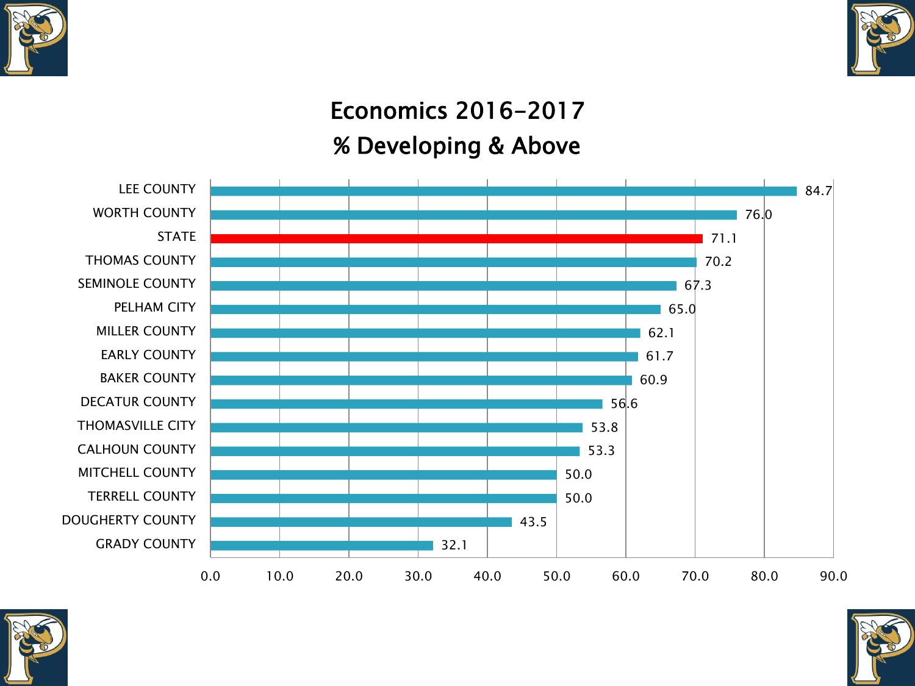# Economics 2016-2017
## % Developing & Above

| District | % Developing & Above |
|---|---|
| LEE COUNTY | 84.7 |
| WORTH COUNTY | 76.0 |
| STATE | 71.1 |
| THOMAS COUNTY | 70.2 |
| SEMINOLE COUNTY | 67.3 |
| PELHAM CITY | 65.0 |
| MILLER COUNTY | 62.1 |
| EARLY COUNTY | 61.7 |
| BAKER COUNTY | 60.9 |
| DECATUR COUNTY | 56.6 |
| THOMASVILLE CITY | 53.8 |
| CALHOUN COUNTY | 53.3 |
| MITCHELL COUNTY | 50.0 |
| TERRELL COUNTY | 50.0 |
| DOUGHERTY COUNTY | 43.5 |
| GRADY COUNTY | 32.1 |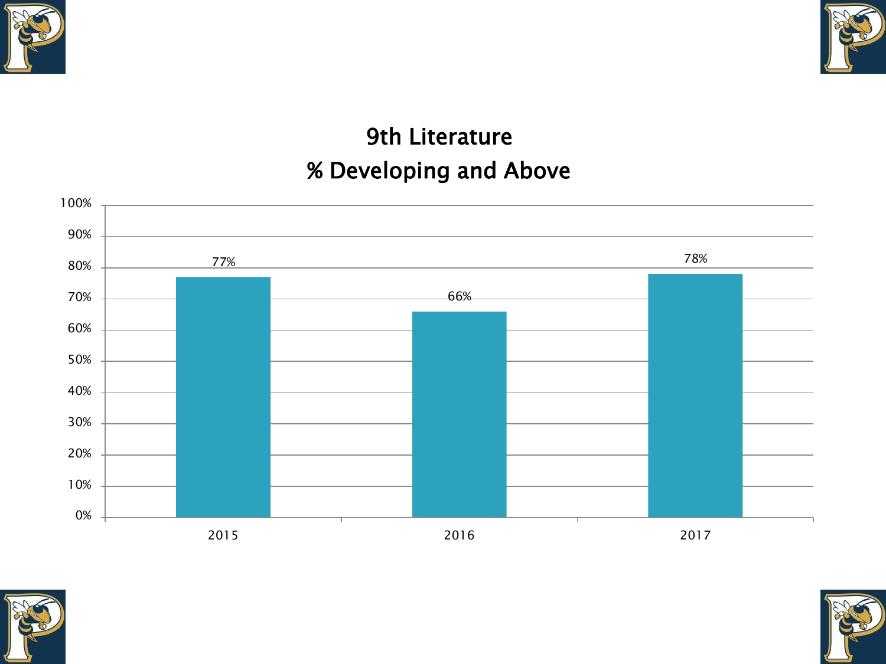# 9th Literature
## % Developing and Above

| Year | % Developing and Above |
|---|---|
| 2015 | 77% |
| 2016 | 66% |
| 2017 | 78% |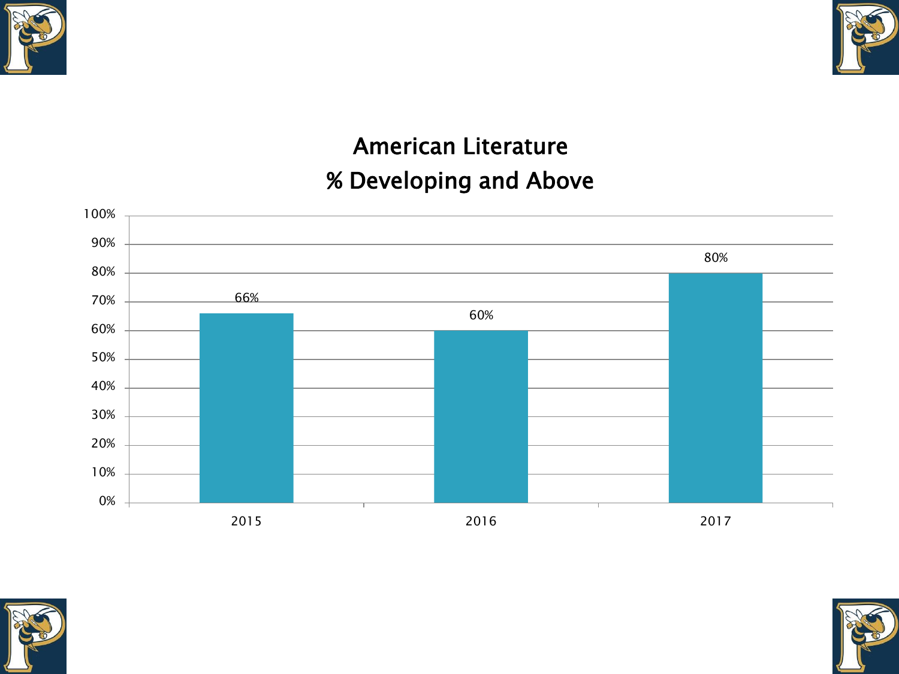## American Literature
## % Developing and Above

| Year | % Developing and Above |
|---|---|
| 2015 | 66% |
| 2016 | 60% |
| 2017 | 80% |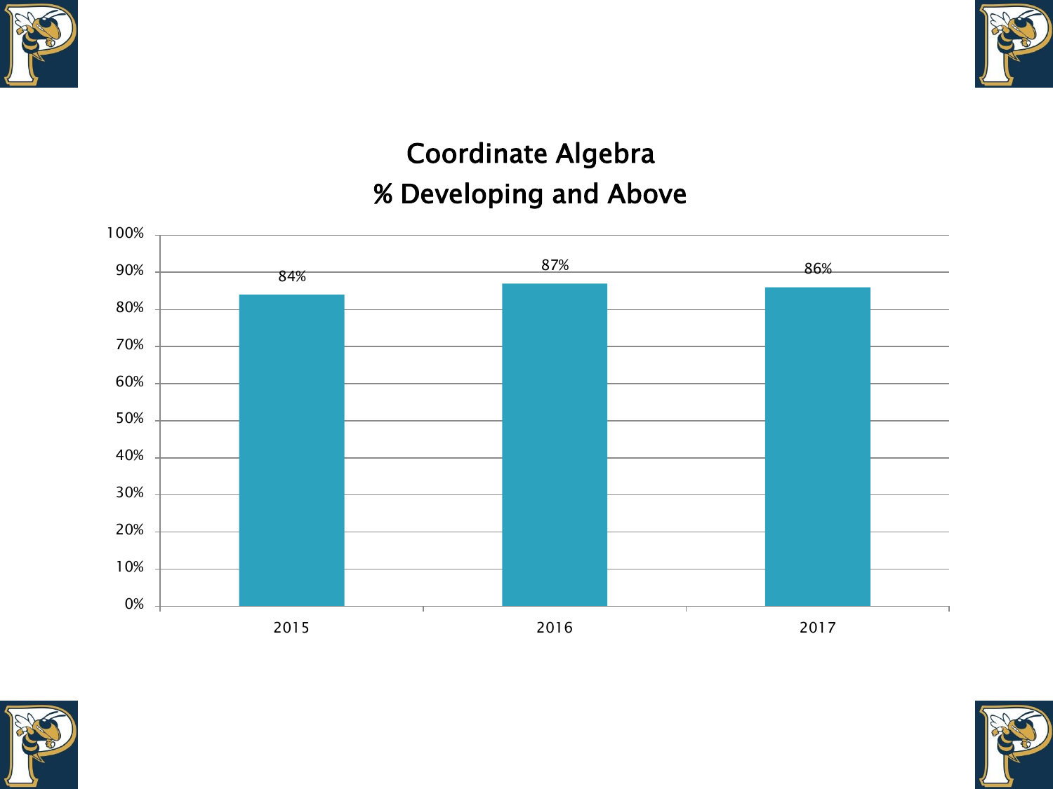# Coordinate Algebra
## % Developing and Above

| Year | % Developing and Above |
| --- | --- |
| 2015 | 84% |
| 2016 | 87% |
| 2017 | 86% |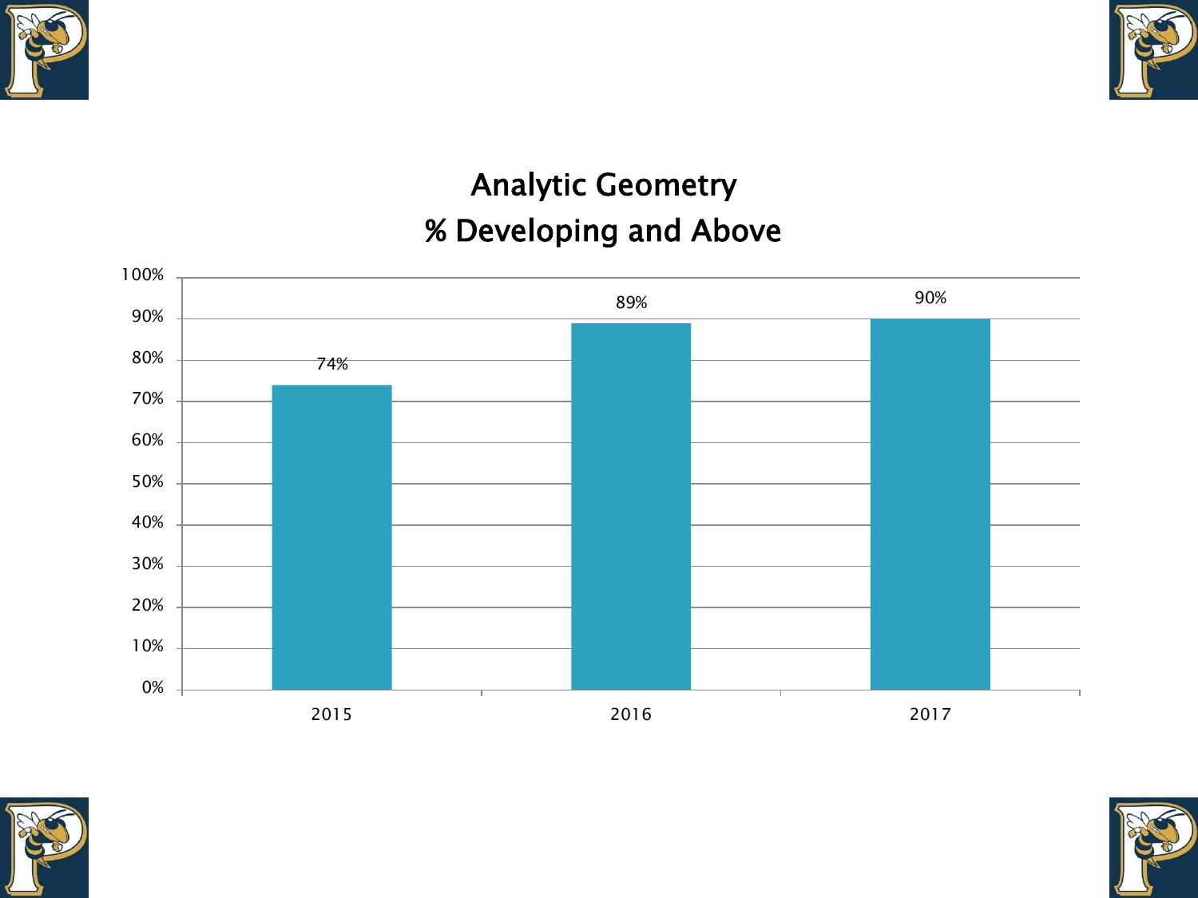# Analytic Geometry
## % Developing and Above

| Year | % Developing and Above |
|---|---|
| 2015 | 74% |
| 2016 | 89% |
| 2017 | 90% |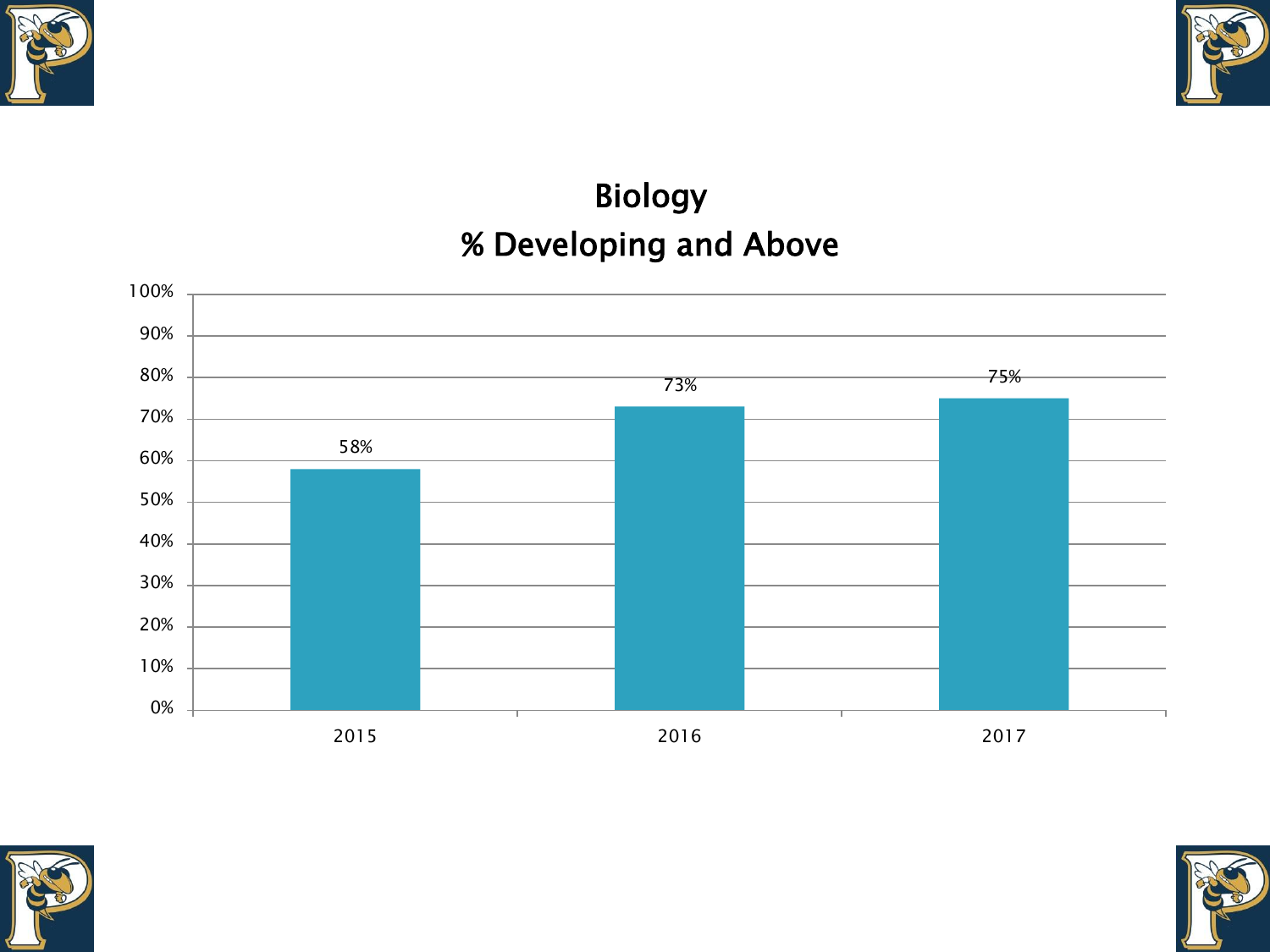# Biology
## % Developing and Above

| Year | % Developing and Above |
| --- | --- |
| 2015 | 58% |
| 2016 | 73% |
| 2017 | 75% |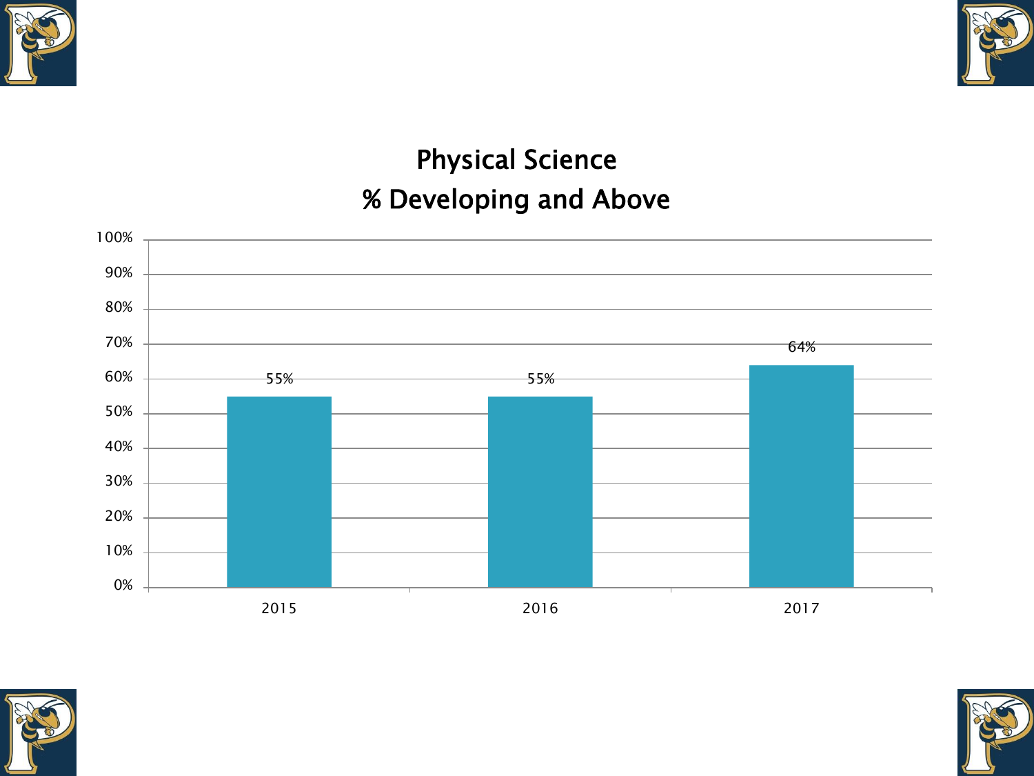# Physical Science
## % Developing and Above

| Year | % Developing and Above |
|---|---|
| 2015 | 55% |
| 2016 | 55% |
| 2017 | 64% |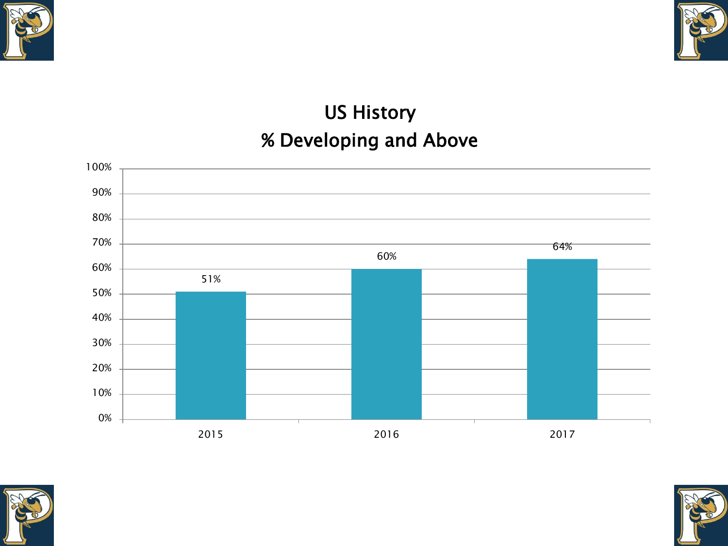# US History
## % Developing and Above

| Year | % Developing and Above |
|---|---|
| 2015 | 51% |
| 2016 | 60% |
| 2017 | 64% |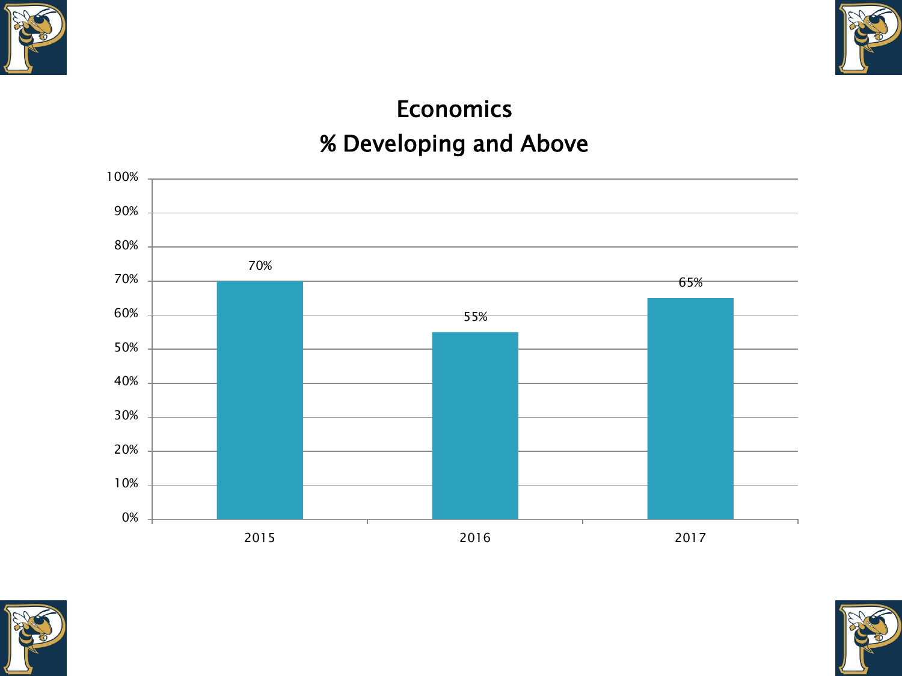# Economics

## % Developing and Above

| Year | % Developing and Above |
|---|---|
| 2015 | 70% |
| 2016 | 55% |
| 2017 | 65% |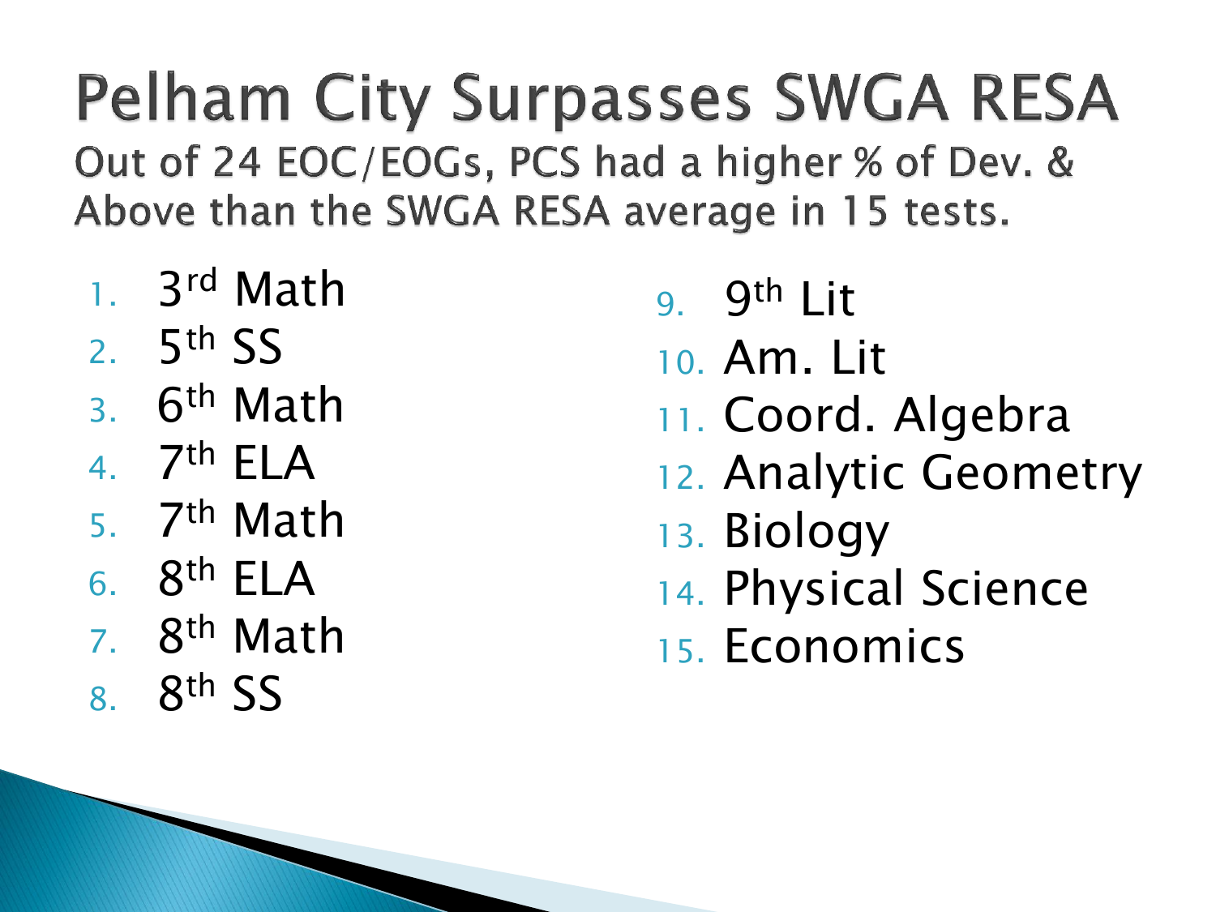# Pelham City Surpasses SWGA RESA

Out of 24 EOC/EOGs, PCS had a higher % of Dev. & Above than the SWGA RESA average in 15 tests.

1. 3rd Math
2. 5th SS
3. 6th Math
4. 7th ELA
5. 7th Math
6. 8th ELA
7. 8th Math
8. 8th SS
9. 9th Lit
10. Am. Lit
11. Coord. Algebra
12. Analytic Geometry
13. Biology
14. Physical Science
15. Economics